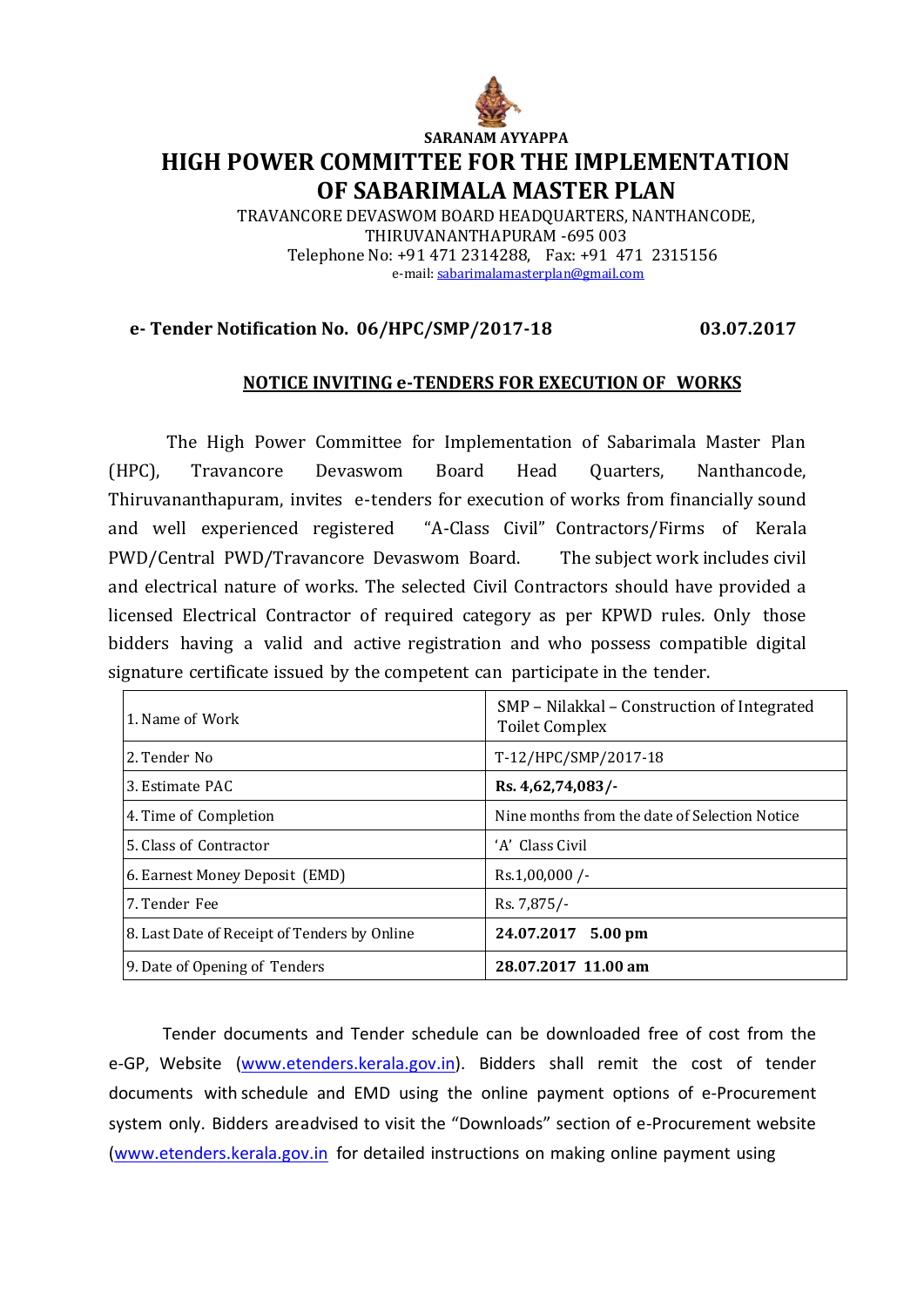SARANAM AYYAPPA

# HIGH POWER COMMITTEE FOR THE IMPLEMENTATION OF SABARIMALA MASTER PLAN

TRAVANCORE DEVASWOM BOARD HEADQUARTERS, NANTHANCODE,
THIRUVANANTHAPURAM -695 003
Telephone No: +91 471 2314288, Fax: +91 471 2315156
e-mail: sabarimalamasterplan@gmail.com

**e- Tender Notification No. 06/HPC/SMP/2017-18** **03.07.2017**

## NOTICE INVITING e-TENDERS FOR EXECUTION OF WORKS

The High Power Committee for Implementation of Sabarimala Master Plan (HPC), Travancore Devaswom Board Head Quarters, Nanthancode, Thiruvananthapuram, invites e-tenders for execution of works from financially sound and well experienced registered "A-Class Civil" Contractors/Firms of Kerala PWD/Central PWD/Travancore Devaswom Board. The subject work includes civil and electrical nature of works. The selected Civil Contractors should have provided a licensed Electrical Contractor of required category as per KPWD rules. Only those bidders having a valid and active registration and who possess compatible digital signature certificate issued by the competent can participate in the tender.

| | |
|---|---|
| 1. Name of Work | SMP – Nilakkal – Construction of Integrated Toilet Complex |
| 2. Tender No | T-12/HPC/SMP/2017-18 |
| 3. Estimate PAC | **Rs. 4,62,74,083/-** |
| 4. Time of Completion | Nine months from the date of Selection Notice |
| 5. Class of Contractor | 'A' Class Civil |
| 6. Earnest Money Deposit (EMD) | Rs.1,00,000 /- |
| 7. Tender Fee | Rs. 7,875/- |
| 8. Last Date of Receipt of Tenders by Online | **24.07.2017 5.00 pm** |
| 9. Date of Opening of Tenders | **28.07.2017 11.00 am** |

Tender documents and Tender schedule can be downloaded free of cost from the e-GP, Website (www.etenders.kerala.gov.in). Bidders shall remit the cost of tender documents with schedule and EMD using the online payment options of e-Procurement system only. Bidders areadvised to visit the "Downloads" section of e-Procurement website (www.etenders.kerala.gov.in for detailed instructions on making online payment using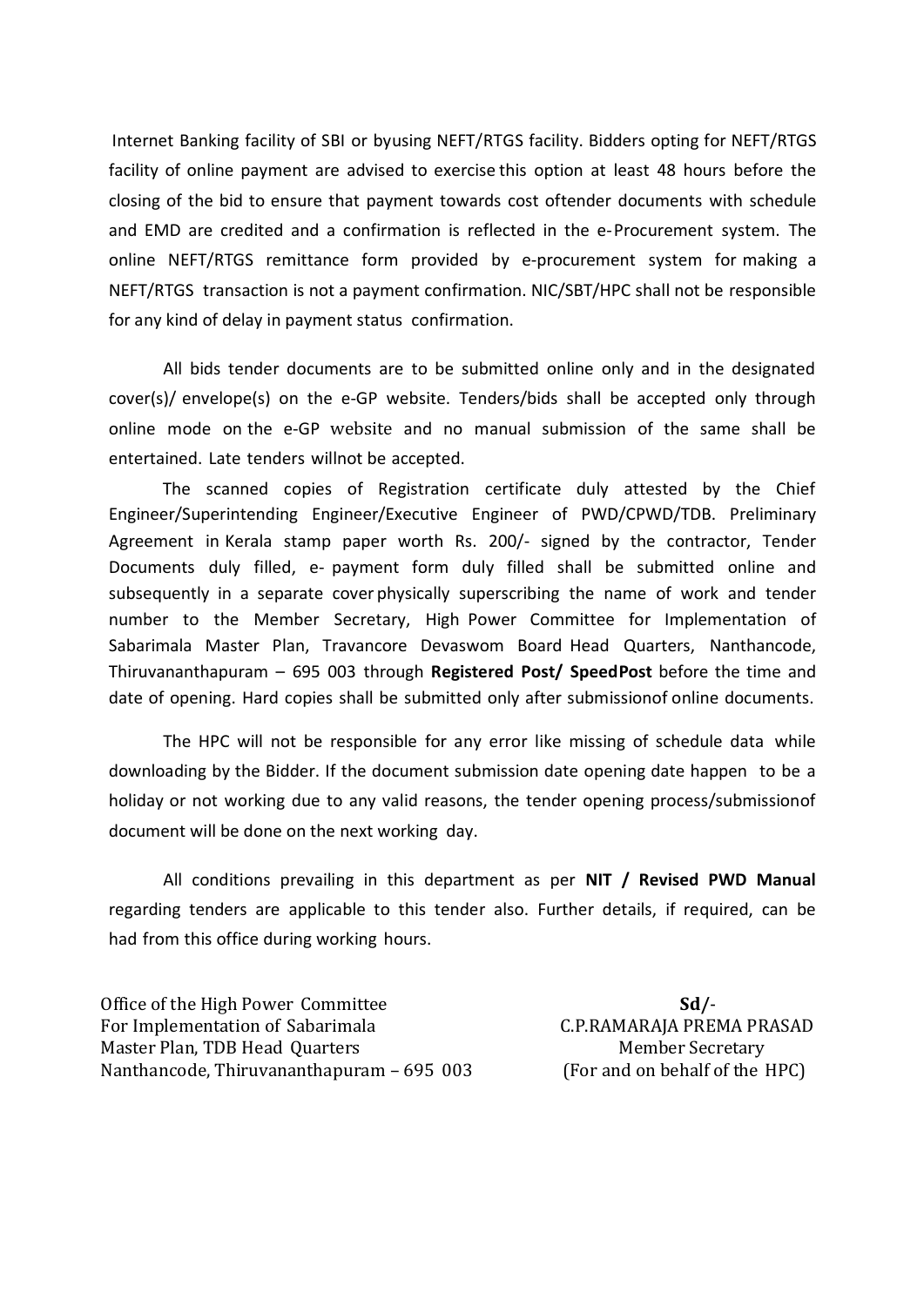Internet Banking facility of SBI or byusing NEFT/RTGS facility. Bidders opting for NEFT/RTGS facility of online payment are advised to exercise this option at least 48 hours before the closing of the bid to ensure that payment towards cost oftender documents with schedule and EMD are credited and a confirmation is reflected in the e-Procurement system. The online NEFT/RTGS remittance form provided by e-procurement system for making a NEFT/RTGS transaction is not a payment confirmation. NIC/SBT/HPC shall not be responsible for any kind of delay in payment status confirmation.

All bids tender documents are to be submitted online only and in the designated cover(s)/ envelope(s) on the e-GP website. Tenders/bids shall be accepted only through online mode on the e-GP website and no manual submission of the same shall be entertained. Late tenders willnot be accepted.

The scanned copies of Registration certificate duly attested by the Chief Engineer/Superintending Engineer/Executive Engineer of PWD/CPWD/TDB. Preliminary Agreement in Kerala stamp paper worth Rs. 200/- signed by the contractor, Tender Documents duly filled, e- payment form duly filled shall be submitted online and subsequently in a separate cover physically superscribing the name of work and tender number to the Member Secretary, High Power Committee for Implementation of Sabarimala Master Plan, Travancore Devaswom Board Head Quarters, Nanthancode, Thiruvananthapuram – 695 003 through **Registered Post/ SpeedPost** before the time and date of opening. Hard copies shall be submitted only after submissionof online documents.

The HPC will not be responsible for any error like missing of schedule data while downloading by the Bidder. If the document submission date opening date happen to be a holiday or not working due to any valid reasons, the tender opening process/submissionof document will be done on the next working day.

All conditions prevailing in this department as per **NIT / Revised PWD Manual** regarding tenders are applicable to this tender also. Further details, if required, can be had from this office during working hours.

Office of the High Power Committee
For Implementation of Sabarimala
Master Plan, TDB Head Quarters
Nanthancode, Thiruvananthapuram – 695 003

**Sd/-**
C.P.RAMARAJA PREMA PRASAD
Member Secretary
(For and on behalf of the HPC)